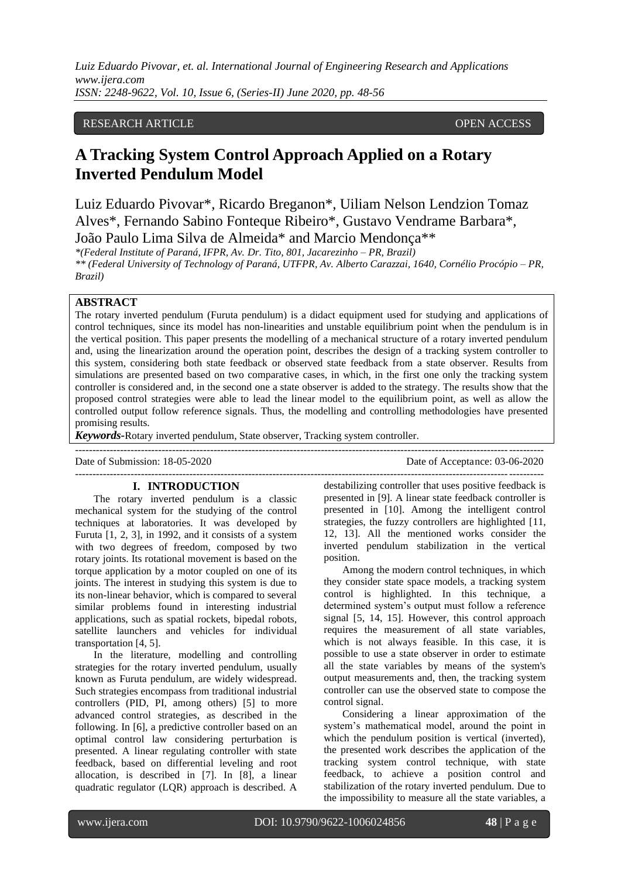RESEARCH ARTICLE OPEN ACCESS

# A Tracking System Control Approach Applied on a Rotary Inverted Pendulum Model

Luiz Eduardo Pivovar*, Ricardo Breganon*, Uiliam Nelson Lendzion Tomaz Alves*, Fernando Sabino Fonteque Ribeiro*, Gustavo Vendrame Barbara*, João Paulo Lima Silva de Almeida* and Marcio Mendonça**

*\*(Federal Institute of Paraná, IFPR, Av. Dr. Tito, 801, Jacarezinho – PR, Brazil)*
*\*\* (Federal University of Technology of Paraná, UTFPR, Av. Alberto Carazzai, 1640, Cornélio Procópio – PR, Brazil)*

## ABSTRACT

The rotary inverted pendulum (Furuta pendulum) is a didact equipment used for studying and applications of control techniques, since its model has non-linearities and unstable equilibrium point when the pendulum is in the vertical position. This paper presents the modelling of a mechanical structure of a rotary inverted pendulum and, using the linearization around the operation point, describes the design of a tracking system controller to this system, considering both state feedback or observed state feedback from a state observer. Results from simulations are presented based on two comparative cases, in which, in the first one only the tracking system controller is considered and, in the second one a state observer is added to the strategy. The results show that the proposed control strategies were able to lead the linear model to the equilibrium point, as well as allow the controlled output follow reference signals. Thus, the modelling and controlling methodologies have presented promising results.

***Keywords*-**Rotary inverted pendulum, State observer, Tracking system controller.

Date of Submission: 18-05-2020 Date of Acceptance: 03-06-2020

## I. INTRODUCTION

The rotary inverted pendulum is a classic mechanical system for the studying of the control techniques at laboratories. It was developed by Furuta [1, 2, 3], in 1992, and it consists of a system with two degrees of freedom, composed by two rotary joints. Its rotational movement is based on the torque application by a motor coupled on one of its joints. The interest in studying this system is due to its non-linear behavior, which is compared to several similar problems found in interesting industrial applications, such as spatial rockets, bipedal robots, satellite launchers and vehicles for individual transportation [4, 5].

In the literature, modelling and controlling strategies for the rotary inverted pendulum, usually known as Furuta pendulum, are widely widespread. Such strategies encompass from traditional industrial controllers (PID, PI, among others) [5] to more advanced control strategies, as described in the following. In [6], a predictive controller based on an optimal control law considering perturbation is presented. A linear regulating controller with state feedback, based on differential leveling and root allocation, is described in [7]. In [8], a linear quadratic regulator (LQR) approach is described. A destabilizing controller that uses positive feedback is presented in [9]. A linear state feedback controller is presented in [10]. Among the intelligent control strategies, the fuzzy controllers are highlighted [11, 12, 13]. All the mentioned works consider the inverted pendulum stabilization in the vertical position.

Among the modern control techniques, in which they consider state space models, a tracking system control is highlighted. In this technique, a determined system's output must follow a reference signal [5, 14, 15]. However, this control approach requires the measurement of all state variables, which is not always feasible. In this case, it is possible to use a state observer in order to estimate all the state variables by means of the system's output measurements and, then, the tracking system controller can use the observed state to compose the control signal.

Considering a linear approximation of the system's mathematical model, around the point in which the pendulum position is vertical (inverted), the presented work describes the application of the tracking system control technique, with state feedback, to achieve a position control and stabilization of the rotary inverted pendulum. Due to the impossibility to measure all the state variables, a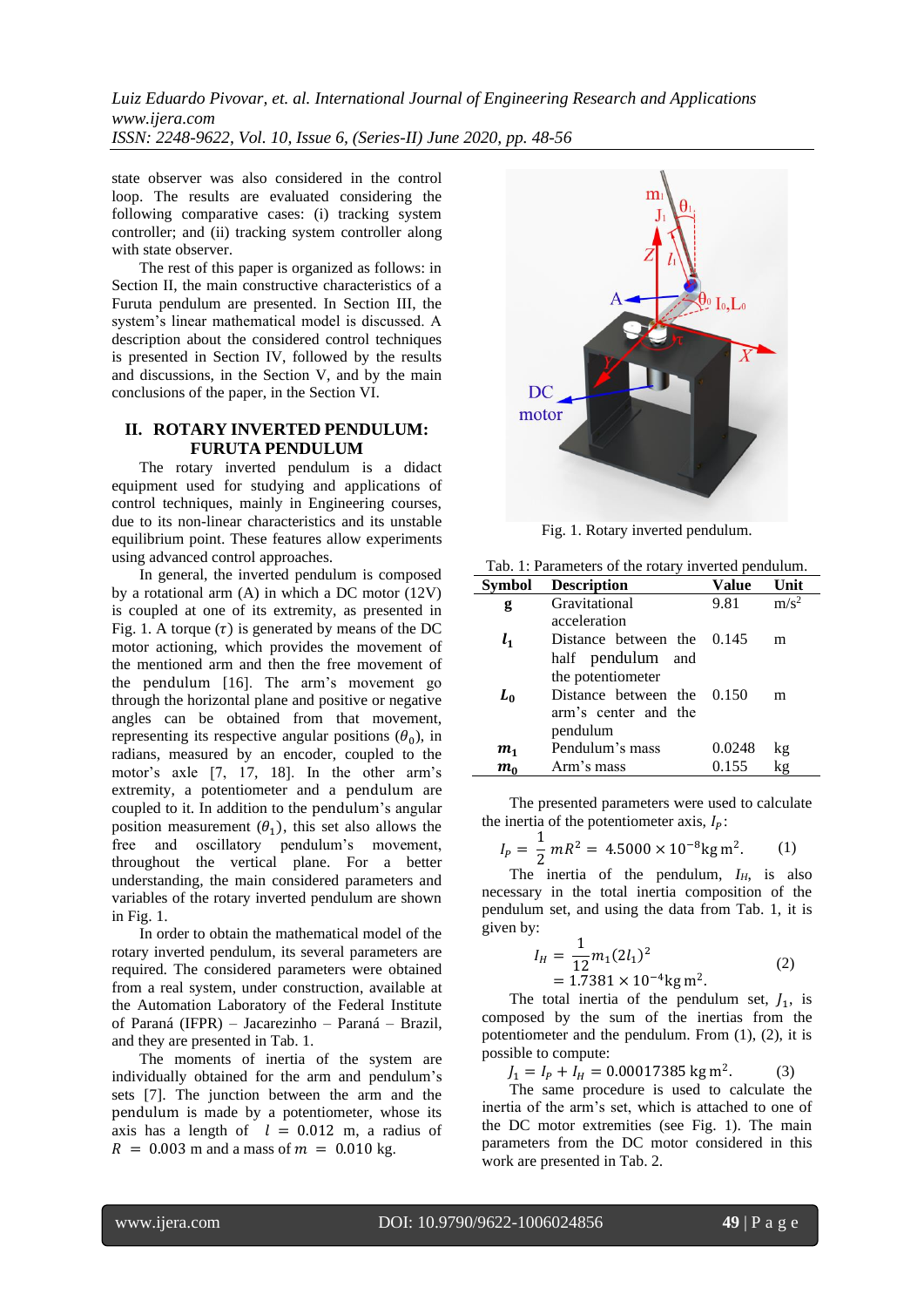state observer was also considered in the control loop. The results are evaluated considering the following comparative cases: (i) tracking system controller; and (ii) tracking system controller along with state observer.

The rest of this paper is organized as follows: in Section II, the main constructive characteristics of a Furuta pendulum are presented. In Section III, the system's linear mathematical model is discussed. A description about the considered control techniques is presented in Section IV, followed by the results and discussions, in the Section V, and by the main conclusions of the paper, in the Section VI.

## II. ROTARY INVERTED PENDULUM: FURUTA PENDULUM

The rotary inverted pendulum is a didact equipment used for studying and applications of control techniques, mainly in Engineering courses, due to its non-linear characteristics and its unstable equilibrium point. These features allow experiments using advanced control approaches.

In general, the inverted pendulum is composed by a rotational arm (A) in which a DC motor (12V) is coupled at one of its extremity, as presented in Fig. 1. A torque ($\tau$) is generated by means of the DC motor actioning, which provides the movement of the mentioned arm and then the free movement of the pendulum [16]. The arm's movement go through the horizontal plane and positive or negative angles can be obtained from that movement, representing its respective angular positions ($\theta_0$), in radians, measured by an encoder, coupled to the motor's axle [7, 17, 18]. In the other arm's extremity, a potentiometer and a pendulum are coupled to it. In addition to the pendulum's angular position measurement ($\theta_1$), this set also allows the free and oscillatory pendulum's movement, throughout the vertical plane. For a better understanding, the main considered parameters and variables of the rotary inverted pendulum are shown in Fig. 1.

In order to obtain the mathematical model of the rotary inverted pendulum, its several parameters are required. The considered parameters were obtained from a real system, under construction, available at the Automation Laboratory of the Federal Institute of Paraná (IFPR) – Jacarezinho – Paraná – Brazil, and they are presented in Tab. 1.

The moments of inertia of the system are individually obtained for the arm and pendulum's sets [7]. The junction between the arm and the pendulum is made by a potentiometer, whose its axis has a length of $l = 0.012$ m, a radius of $R = 0.003$ m and a mass of $m = 0.010$ kg.

Fig. 1. Rotary inverted pendulum.

Tab. 1: Parameters of the rotary inverted pendulum.

| Symbol | Description | Value | Unit |
|---|---|---|---|
| $\mathbf{g}$ | Gravitational acceleration | 9.81 | m/s$^2$ |
| $\boldsymbol{l_1}$ | Distance between the half pendulum and the potentiometer | 0.145 | m |
| $\boldsymbol{L_0}$ | Distance between the arm's center and the pendulum | 0.150 | m |
| $\boldsymbol{m_1}$ | Pendulum's mass | 0.0248 | kg |
| $\boldsymbol{m_0}$ | Arm's mass | 0.155 | kg |

The presented parameters were used to calculate the inertia of the potentiometer axis, $I_P$:

$$I_P = \frac{1}{2}mR^2 = 4.5000 \times 10^{-8} \text{kg m}^2. \quad (1)$$

The inertia of the pendulum, $I_H$, is also necessary in the total inertia composition of the pendulum set, and using the data from Tab. 1, it is given by:

$$I_H = \frac{1}{12}m_1(2l_1)^2 = 1.7381 \times 10^{-4} \text{kg m}^2. \quad (2)$$

The total inertia of the pendulum set, $J_1$, is composed by the sum of the inertias from the potentiometer and the pendulum. From (1), (2), it is possible to compute:

$$J_1 = I_P + I_H = 0.00017385 \text{ kg m}^2. \quad (3)$$

The same procedure is used to calculate the inertia of the arm's set, which is attached to one of the DC motor extremities (see Fig. 1). The main parameters from the DC motor considered in this work are presented in Tab. 2.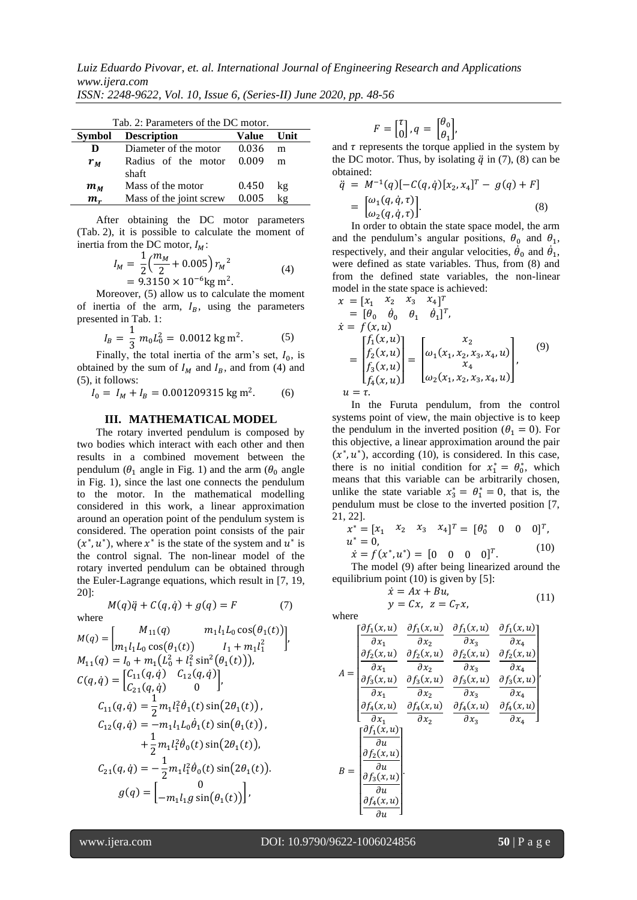Tab. 2: Parameters of the DC motor.

| Symbol | Description | Value | Unit |
|---|---|---|---|
| **D** | Diameter of the motor | 0.036 | m |
| $r_M$ | Radius of the motor shaft | 0.009 | m |
| $m_M$ | Mass of the motor | 0.450 | kg |
| $m_r$ | Mass of the joint screw | 0.005 | kg |

After obtaining the DC motor parameters (Tab. 2), it is possible to calculate the moment of inertia from the DC motor, $I_M$:

$$I_M = \frac{1}{2}\left(\frac{m_M}{2} + 0.005\right){r_M}^2 = 9.3150 \times 10^{-6}\text{kg m}^2. \quad (4)$$

Moreover, (5) allow us to calculate the moment of inertia of the arm, $I_B$, using the parameters presented in Tab. 1:

$$I_B = \frac{1}{3}\, m_0 L_0^2 = \, 0.0012 \text{ kg m}^2. \quad (5)$$

Finally, the total inertia of the arm's set, $I_0$, is obtained by the sum of $I_M$ and $I_B$, and from (4) and (5), it follows:

$$I_0 = \, I_M + I_B = 0.001209315 \text{ kg m}^2. \quad (6)$$

## III. MATHEMATICAL MODEL

The rotary inverted pendulum is composed by two bodies which interact with each other and then results in a combined movement between the pendulum ($\theta_1$ angle in Fig. 1) and the arm ($\theta_0$ angle in Fig. 1), since the last one connects the pendulum to the motor. In the mathematical modelling considered in this work, a linear approximation around an operation point of the pendulum system is considered. The operation point consists of the pair $(x^*, u^*)$, where $x^*$ is the state of the system and $u^*$ is the control signal. The non-linear model of the rotary inverted pendulum can be obtained through the Euler-Lagrange equations, which result in [7, 19, 20]:

$$M(q)\ddot{q} + C(q,\dot{q}) + g(q) = F \quad (7)$$

where

$$M(q) = \begin{bmatrix} M_{11}(q) & m_1 l_1 L_0 \cos(\theta_1(t)) \\ m_1 l_1 L_0 \cos(\theta_1(t)) & I_1 + m_1 l_1^2 \end{bmatrix},$$

$$M_{11}(q) = I_0 + m_1\left(L_0^2 + l_1^2 \sin^2(\theta_1(t))\right),$$

$$C(q,\dot{q}) = \begin{bmatrix} C_{11}(q,\dot{q}) & C_{12}(q,\dot{q}) \\ C_{21}(q,\dot{q}) & 0 \end{bmatrix},$$

$$C_{11}(q,\dot{q}) = \frac{1}{2} m_1 l_1^2 \dot{\theta}_1(t) \sin(2\theta_1(t)),$$

$$C_{12}(q,\dot{q}) = -m_1 l_1 L_0 \dot{\theta}_1(t) \sin(\theta_1(t)) + \frac{1}{2} m_1 l_1^2 \dot{\theta}_0(t) \sin(2\theta_1(t)),$$

$$C_{21}(q,\dot{q}) = -\frac{1}{2} m_1 l_1^2 \dot{\theta}_0(t) \sin(2\theta_1(t)).$$

$$g(q) = \begin{bmatrix} 0 \\ -m_1 l_1 g \sin(\theta_1(t)) \end{bmatrix},$$

$$F = \begin{bmatrix} \tau \\ 0 \end{bmatrix}, q = \begin{bmatrix} \theta_0 \\ \theta_1 \end{bmatrix},$$

and $\tau$ represents the torque applied in the system by the DC motor. Thus, by isolating $\ddot{q}$ in (7), (8) can be obtained:

$$\ddot{q} = M^{-1}(q)[-C(q,\dot{q})[x_2, x_4]^T - \, g(q) + F] = \begin{bmatrix} \omega_1(q,\dot{q},\tau) \\ \omega_2(q,\dot{q},\tau) \end{bmatrix}. \quad (8)$$

In order to obtain the state space model, the arm and the pendulum's angular positions, $\theta_0$ and $\theta_1$, respectively, and their angular velocities, $\dot{\theta}_0$ and $\dot{\theta}_1$, were defined as state variables. Thus, from (8) and from the defined state variables, the non-linear model in the state space is achieved:

$$\begin{aligned} x &= [x_1 \quad x_2 \quad x_3 \quad x_4]^T \\ &= [\theta_0 \quad \dot{\theta}_0 \quad \theta_1 \quad \dot{\theta}_1]^T, \\ \dot{x} &= f(x,u) \\ &= \begin{bmatrix} f_1(x,u) \\ f_2(x,u) \\ f_3(x,u) \\ f_4(x,u) \end{bmatrix} = \begin{bmatrix} x_2 \\ \omega_1(x_1,x_2,x_3,x_4,u) \\ x_4 \\ \omega_2(x_1,x_2,x_3,x_4,u) \end{bmatrix}, \\ u &= \tau. \end{aligned} \quad (9)$$

In the Furuta pendulum, from the control systems point of view, the main objective is to keep the pendulum in the inverted position ($\theta_1 = 0$). For this objective, a linear approximation around the pair $(x^*, u^*)$, according (10), is considered. In this case, there is no initial condition for $x_1^* = \theta_0^*$, which means that this variable can be arbitrarily chosen, unlike the state variable $x_3^* = \theta_1^* = 0$, that is, the pendulum must be close to the inverted position [7, 21, 22].

$$\begin{aligned} x^* &= [x_1 \quad x_2 \quad x_3 \quad x_4]^T = [\theta_0^* \quad 0 \quad 0 \quad 0]^T, \\ u^* &= 0, \\ \dot{x} &= f(x^*,u^*) = [0 \quad 0 \quad 0 \quad 0]^T. \end{aligned} \quad (10)$$

The model (9) after being linearized around the equilibrium point (10) is given by [5]:

$$\begin{aligned} \dot{x} &= Ax + Bu, \\ y &= Cx, \;\; z = C_T x, \end{aligned} \quad (11)$$

where

$$A = \begin{bmatrix} \frac{\partial f_1(x,u)}{\partial x_1} & \frac{\partial f_1(x,u)}{\partial x_2} & \frac{\partial f_1(x,u)}{\partial x_3} & \frac{\partial f_1(x,u)}{\partial x_4} \\ \frac{\partial f_2(x,u)}{\partial x_1} & \frac{\partial f_2(x,u)}{\partial x_2} & \frac{\partial f_2(x,u)}{\partial x_3} & \frac{\partial f_2(x,u)}{\partial x_4} \\ \frac{\partial f_3(x,u)}{\partial x_1} & \frac{\partial f_3(x,u)}{\partial x_2} & \frac{\partial f_3(x,u)}{\partial x_3} & \frac{\partial f_3(x,u)}{\partial x_4} \\ \frac{\partial f_4(x,u)}{\partial x_1} & \frac{\partial f_4(x,u)}{\partial x_2} & \frac{\partial f_4(x,u)}{\partial x_3} & \frac{\partial f_4(x,u)}{\partial x_4} \end{bmatrix},$$

$$B = \begin{bmatrix} \frac{\partial f_1(x,u)}{\partial u} \\ \frac{\partial f_2(x,u)}{\partial u} \\ \frac{\partial f_3(x,u)}{\partial u} \\ \frac{\partial f_4(x,u)}{\partial u} \end{bmatrix}.$$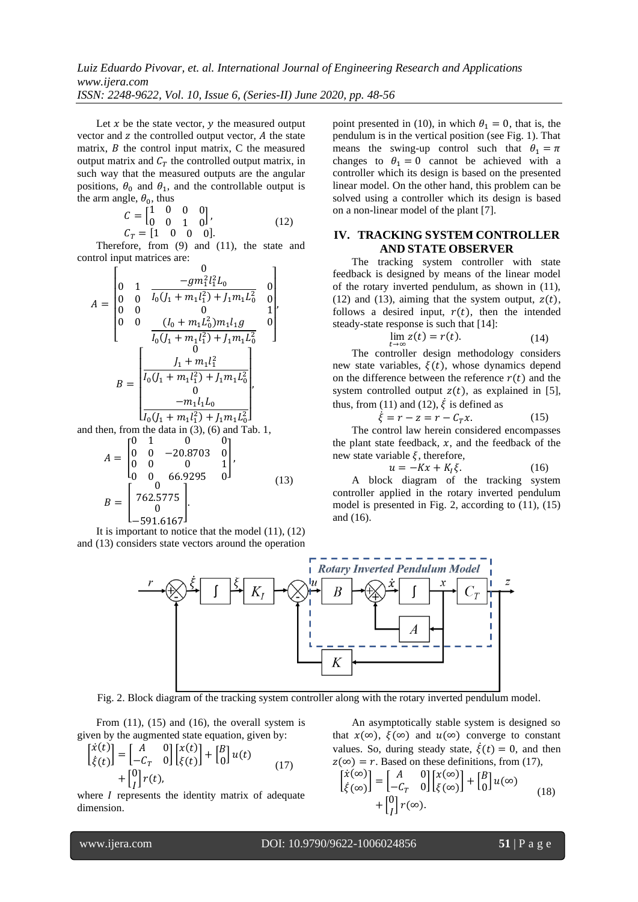Let $x$ be the state vector, $y$ the measured output vector and $z$ the controlled output vector, $A$ the state matrix, $B$ the control input matrix, C the measured output matrix and $C_T$ the controlled output matrix, in such way that the measured outputs are the angular positions, $\theta_0$ and $\theta_1$, and the controllable output is the arm angle, $\theta_0$, thus

$$C = \begin{bmatrix} 1 & 0 & 0 & 0 \\ 0 & 0 & 1 & 0 \end{bmatrix}, \qquad C_T = \begin{bmatrix} 1 & 0 & 0 & 0 \end{bmatrix}. \tag{12}$$

Therefore, from (9) and (11), the state and control input matrices are:

$$A = \begin{bmatrix} 0 & 1 & 0 & 0 \\ 0 & 0 & \dfrac{-g m_1^2 l_1^2 L_0}{I_0(J_1 + m_1 l_1^2) + J_1 m_1 L_0^2} & 0 \\ 0 & 0 & 0 & 1 \\ 0 & 0 & \dfrac{(I_0 + m_1 L_0^2) m_1 l_1 g}{I_0(J_1 + m_1 l_1^2) + J_1 m_1 L_0^2} & 0 \end{bmatrix},$$

$$B = \begin{bmatrix} 0 \\ \dfrac{J_1 + m_1 l_1^2}{I_0(J_1 + m_1 l_1^2) + J_1 m_1 L_0^2} \\ 0 \\ \dfrac{-m_1 l_1 L_0}{I_0(J_1 + m_1 l_1^2) + J_1 m_1 L_0^2} \end{bmatrix},$$

and then, from the data in (3), (6) and Tab. 1,

$$A = \begin{bmatrix} 0 & 1 & 0 & 0 \\ 0 & 0 & -20.8703 & 0 \\ 0 & 0 & 0 & 1 \\ 0 & 0 & 66.9295 & 0 \end{bmatrix}, \qquad B = \begin{bmatrix} 0 \\ 762.5775 \\ 0 \\ -591.6167 \end{bmatrix}. \tag{13}$$

It is important to notice that the model (11), (12) and (13) considers state vectors around the operation point presented in (10), in which $\theta_1 = 0$, that is, the pendulum is in the vertical position (see Fig. 1). That means the swing-up control such that $\theta_1 = \pi$ changes to $\theta_1 = 0$ cannot be achieved with a controller which its design is based on the presented linear model. On the other hand, this problem can be solved using a controller which its design is based on a non-linear model of the plant [7].

## IV. TRACKING SYSTEM CONTROLLER AND STATE OBSERVER

The tracking system controller with state feedback is designed by means of the linear model of the rotary inverted pendulum, as shown in (11), (12) and (13), aiming that the system output, $z(t)$, follows a desired input, $r(t)$, then the intended steady-state response is such that [14]:

$$\lim_{t \to \infty} z(t) = r(t). \tag{14}$$

The controller design methodology considers new state variables, $\xi(t)$, whose dynamics depend on the difference between the reference $r(t)$ and the system controlled output $z(t)$, as explained in [5], thus, from (11) and (12), $\dot{\xi}$ is defined as

$$\dot{\xi} = r - z = r - C_T x. \tag{15}$$

The control law herein considered encompasses the plant state feedback, $x$, and the feedback of the new state variable $\xi$, therefore,

$$u = -Kx + K_I \xi. \tag{16}$$

A block diagram of the tracking system controller applied in the rotary inverted pendulum model is presented in Fig. 2, according to (11), (15) and (16).

Fig. 2. Block diagram of the tracking system controller along with the rotary inverted pendulum model.

From (11), (15) and (16), the overall system is given by the augmented state equation, given by:

$$\begin{bmatrix} \dot{x}(t) \\ \dot{\xi}(t) \end{bmatrix} = \begin{bmatrix} A & 0 \\ -C_T & 0 \end{bmatrix} \begin{bmatrix} x(t) \\ \xi(t) \end{bmatrix} + \begin{bmatrix} B \\ 0 \end{bmatrix} u(t) + \begin{bmatrix} 0 \\ I \end{bmatrix} r(t), \tag{17}$$

where $I$ represents the identity matrix of adequate dimension.

An asymptotically stable system is designed so that $x(\infty)$, $\xi(\infty)$ and $u(\infty)$ converge to constant values. So, during steady state, $\dot{\xi}(t) = 0$, and then $z(\infty) = r$. Based on these definitions, from (17),

$$\begin{bmatrix} \dot{x}(\infty) \\ \dot{\xi}(\infty) \end{bmatrix} = \begin{bmatrix} A & 0 \\ -C_T & 0 \end{bmatrix} \begin{bmatrix} x(\infty) \\ \xi(\infty) \end{bmatrix} + \begin{bmatrix} B \\ 0 \end{bmatrix} u(\infty) + \begin{bmatrix} 0 \\ I \end{bmatrix} r(\infty). \tag{18}$$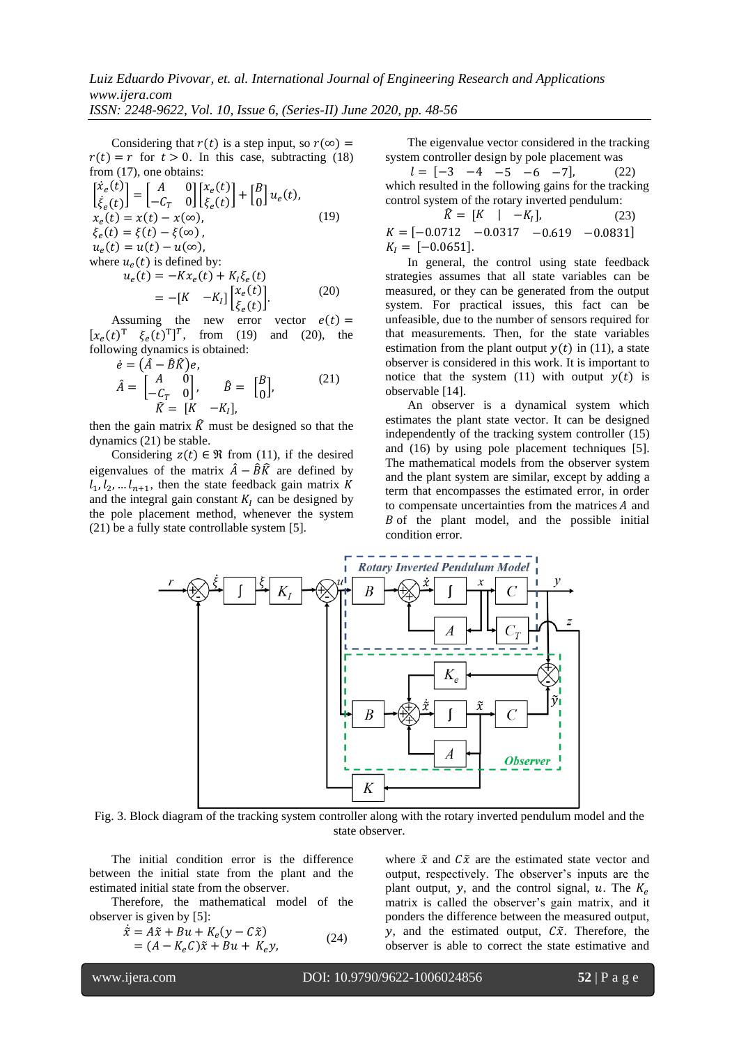Considering that $r(t)$ is a step input, so $r(\infty) = r(t) = r$ for $t > 0$. In this case, subtracting (18) from (17), one obtains:

$$\begin{bmatrix} \dot{x}_e(t) \\ \dot{\xi}_e(t) \end{bmatrix} = \begin{bmatrix} A & 0 \\ -C_T & 0 \end{bmatrix} \begin{bmatrix} x_e(t) \\ \xi_e(t) \end{bmatrix} + \begin{bmatrix} B \\ 0 \end{bmatrix} u_e(t),$$
$$x_e(t) = x(t) - x(\infty), \tag{19}$$
$$\xi_e(t) = \xi(t) - \xi(\infty),$$
$$u_e(t) = u(t) - u(\infty),$$

where $u_e(t)$ is defined by:

$$u_e(t) = -Kx_e(t) + K_I \xi_e(t) = -[K \quad -K_I] \begin{bmatrix} x_e(t) \\ \xi_e(t) \end{bmatrix}. \tag{20}$$

Assuming the new error vector $e(t) = [x_e(t)^{\mathrm{T}} \quad \xi_e(t)^{\mathrm{T}}]^T$, from (19) and (20), the following dynamics is obtained:

$$\dot{e} = (\hat{A} - \hat{B}\hat{K})e,$$
$$\hat{A} = \begin{bmatrix} A & 0 \\ -C_T & 0 \end{bmatrix}, \quad \hat{B} = \begin{bmatrix} B \\ 0 \end{bmatrix}, \tag{21}$$
$$\hat{K} = [K \quad -K_I],$$

then the gain matrix $\hat{K}$ must be designed so that the dynamics (21) be stable.

Considering $z(t) \in \Re$ from (11), if the desired eigenvalues of the matrix $\hat{A} - \hat{B}\hat{K}$ are defined by $l_1, l_2, \ldots l_{n+1}$, then the state feedback gain matrix $K$ and the integral gain constant $K_I$ can be designed by the pole placement method, whenever the system (21) be a fully state controllable system [5].

The eigenvalue vector considered in the tracking system controller design by pole placement was

$$l = [-3 \quad -4 \quad -5 \quad -6 \quad -7], \tag{22}$$

which resulted in the following gains for the tracking control system of the rotary inverted pendulum:

$$\hat{K} = [K \quad | \quad -K_I], \tag{23}$$
$$K = [-0.0712 \quad -0.0317 \quad -0.619 \quad -0.0831]$$
$$K_I = [-0.0651].$$

In general, the control using state feedback strategies assumes that all state variables can be measured, or they can be generated from the output system. For practical issues, this fact can be unfeasible, due to the number of sensors required for that measurements. Then, for the state variables estimation from the plant output $y(t)$ in (11), a state observer is considered in this work. It is important to notice that the system (11) with output $y(t)$ is observable [14].

An observer is a dynamical system which estimates the plant state vector. It can be designed independently of the tracking system controller (15) and (16) by using pole placement techniques [5]. The mathematical models from the observer system and the plant system are similar, except by adding a term that encompasses the estimated error, in order to compensate uncertainties from the matrices $A$ and $B$ of the plant model, and the possible initial condition error.

Fig. 3. Block diagram of the tracking system controller along with the rotary inverted pendulum model and the state observer.

The initial condition error is the difference between the initial state from the plant and the estimated initial state from the observer.

Therefore, the mathematical model of the observer is given by [5]:

$$\dot{\tilde{x}} = A\tilde{x} + Bu + K_e(y - C\tilde{x}) = (A - K_eC)\tilde{x} + Bu + K_e y, \tag{24}$$

where $\tilde{x}$ and $C\tilde{x}$ are the estimated state vector and output, respectively. The observer's inputs are the plant output, $y$, and the control signal, $u$. The $K_e$ matrix is called the observer's gain matrix, and it ponders the difference between the measured output, $y$, and the estimated output, $C\tilde{x}$. Therefore, the observer is able to correct the state estimative and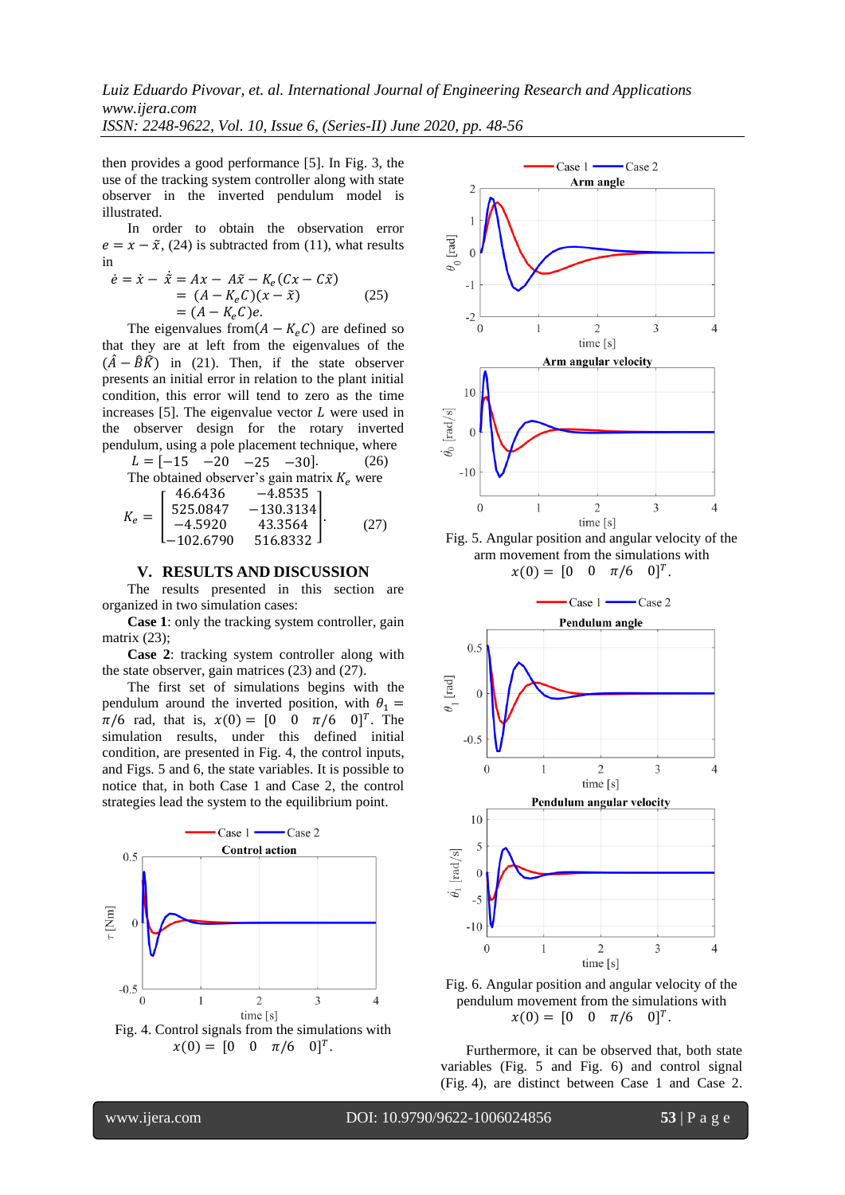then provides a good performance [5]. In Fig. 3, the use of the tracking system controller along with state observer in the inverted pendulum model is illustrated.

In order to obtain the observation error $e = x - \tilde{x}$, (24) is subtracted from (11), what results in

$$\dot{e} = \dot{x} - \dot{\tilde{x}} = Ax - A\tilde{x} - K_e(Cx - C\tilde{x}) \\ = (A - K_eC)(x - \tilde{x}) \\ = (A - K_eC)e. \quad (25)$$

The eigenvalues from $(A - K_eC)$ are defined so that they are at left from the eigenvalues of the $(\hat{A} - \hat{B}\hat{K})$ in (21). Then, if the state observer presents an initial error in relation to the plant initial condition, this error will tend to zero as the time increases [5]. The eigenvalue vector $L$ were used in the observer design for the rotary inverted pendulum, using a pole placement technique, where

$$L = [-15 \quad -20 \quad -25 \quad -30]. \quad (26)$$

The obtained observer's gain matrix $K_e$ were

$$K_e = \begin{bmatrix} 46.6436 & -4.8535 \\ 525.0847 & -130.3134 \\ -4.5920 & 43.3564 \\ -102.6790 & 516.8332 \end{bmatrix}. \quad (27)$$

## V. RESULTS AND DISCUSSION

The results presented in this section are organized in two simulation cases:

**Case 1**: only the tracking system controller, gain matrix (23);

**Case 2**: tracking system controller along with the state observer, gain matrices (23) and (27).

The first set of simulations begins with the pendulum around the inverted position, with $\theta_1 = \pi/6$ rad, that is, $x(0) = [0 \quad 0 \quad \pi/6 \quad 0]^T$. The simulation results, under this defined initial condition, are presented in Fig. 4, the control inputs, and Figs. 5 and 6, the state variables. It is possible to notice that, in both Case 1 and Case 2, the control strategies lead the system to the equilibrium point.

Fig. 4. Control signals from the simulations with $x(0) = [0 \quad 0 \quad \pi/6 \quad 0]^T$.

Fig. 5. Angular position and angular velocity of the arm movement from the simulations with $x(0) = [0 \quad 0 \quad \pi/6 \quad 0]^T$.

Fig. 6. Angular position and angular velocity of the pendulum movement from the simulations with $x(0) = [0 \quad 0 \quad \pi/6 \quad 0]^T$.

Furthermore, it can be observed that, both state variables (Fig. 5 and Fig. 6) and control signal (Fig. 4), are distinct between Case 1 and Case 2.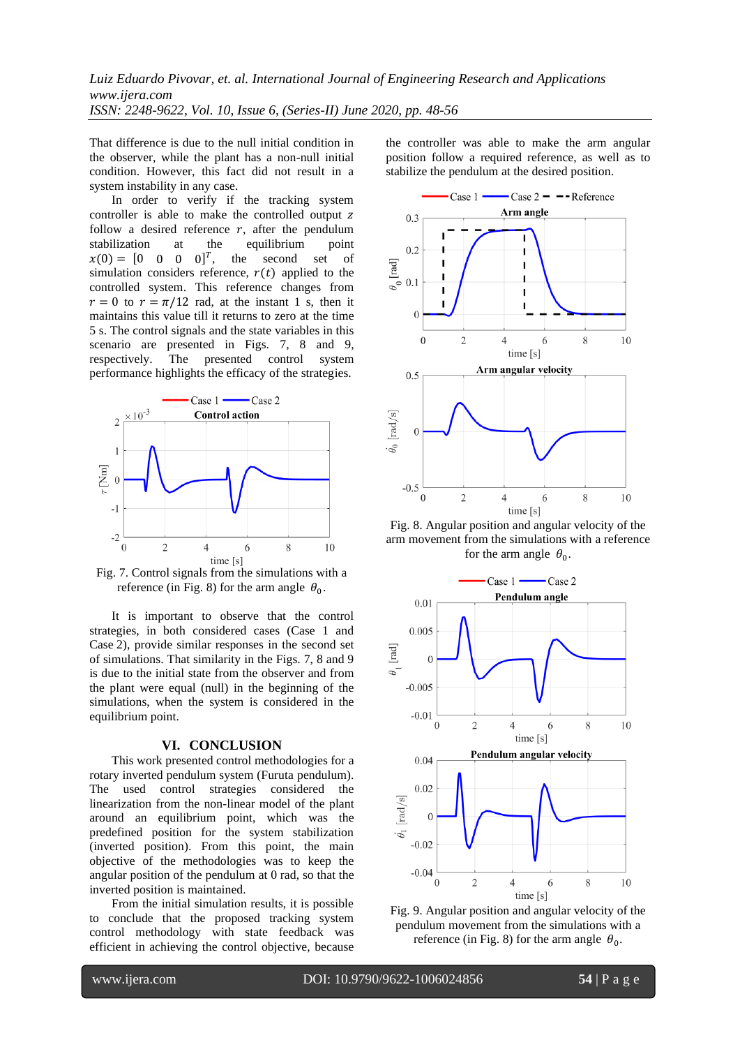That difference is due to the null initial condition in the observer, while the plant has a non-null initial condition. However, this fact did not result in a system instability in any case.

In order to verify if the tracking system controller is able to make the controlled output $z$ follow a desired reference $r$, after the pendulum stabilization at the equilibrium point $x(0) = [0 \quad 0 \quad 0 \quad 0]^T$, the second set of simulation considers reference, $r(t)$ applied to the controlled system. This reference changes from $r = 0$ to $r = \pi/12$ rad, at the instant 1 s, then it maintains this value till it returns to zero at the time 5 s. The control signals and the state variables in this scenario are presented in Figs. 7, 8 and 9, respectively. The presented control system performance highlights the efficacy of the strategies.

Fig. 7. Control signals from the simulations with a reference (in Fig. 8) for the arm angle $\theta_0$.

It is important to observe that the control strategies, in both considered cases (Case 1 and Case 2), provide similar responses in the second set of simulations. That similarity in the Figs. 7, 8 and 9 is due to the initial state from the observer and from the plant were equal (null) in the beginning of the simulations, when the system is considered in the equilibrium point.

## VI. CONCLUSION

This work presented control methodologies for a rotary inverted pendulum system (Furuta pendulum). The used control strategies considered the linearization from the non-linear model of the plant around an equilibrium point, which was the predefined position for the system stabilization (inverted position). From this point, the main objective of the methodologies was to keep the angular position of the pendulum at 0 rad, so that the inverted position is maintained.

From the initial simulation results, it is possible to conclude that the proposed tracking system control methodology with state feedback was efficient in achieving the control objective, because the controller was able to make the arm angular position follow a required reference, as well as to stabilize the pendulum at the desired position.

Fig. 8. Angular position and angular velocity of the arm movement from the simulations with a reference for the arm angle $\theta_0$.

Fig. 9. Angular position and angular velocity of the pendulum movement from the simulations with a reference (in Fig. 8) for the arm angle $\theta_0$.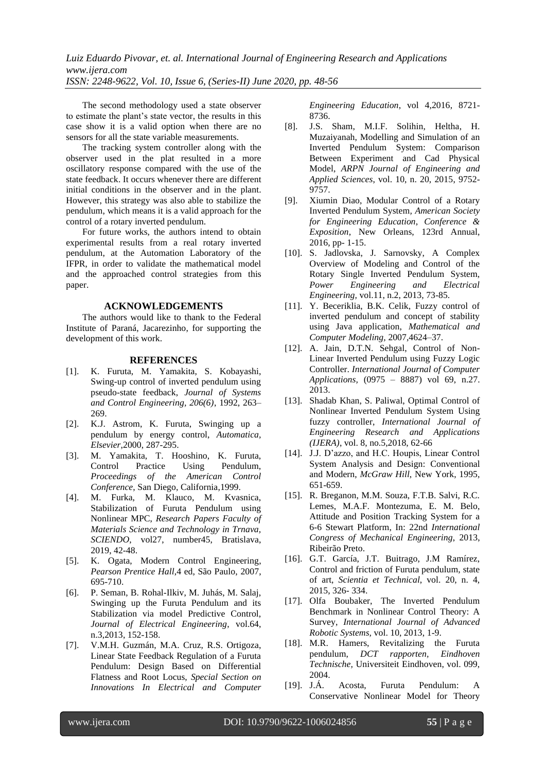The second methodology used a state observer to estimate the plant's state vector, the results in this case show it is a valid option when there are no sensors for all the state variable measurements.

The tracking system controller along with the observer used in the plat resulted in a more oscillatory response compared with the use of the state feedback. It occurs whenever there are different initial conditions in the observer and in the plant. However, this strategy was also able to stabilize the pendulum, which means it is a valid approach for the control of a rotary inverted pendulum.

For future works, the authors intend to obtain experimental results from a real rotary inverted pendulum, at the Automation Laboratory of the IFPR, in order to validate the mathematical model and the approached control strategies from this paper.

## ACKNOWLEDGEMENTS

The authors would like to thank to the Federal Institute of Paraná, Jacarezinho, for supporting the development of this work.

## REFERENCES

[1]. K. Furuta, M. Yamakita, S. Kobayashi, Swing-up control of inverted pendulum using pseudo-state feedback, *Journal of Systems and Control Engineering, 206(6)*, 1992, 263–269.

[2]. K.J. Astrom, K. Furuta, Swinging up a pendulum by energy control, *Automatica, Elsevier*,2000, 287-295.

[3]. M. Yamakita, T. Hooshino, K. Furuta, Control Practice Using Pendulum, *Proceedings of the American Control Conference*, San Diego, California,1999.

[4]. M. Furka, M. Klauco, M. Kvasnica, Stabilization of Furuta Pendulum using Nonlinear MPC, *Research Papers Faculty of Materials Science and Technology in Trnava, SCIENDO*, vol27, number45, Bratislava, 2019, 42-48.

[5]. K. Ogata, Modern Control Engineering, *Pearson Prentice Hall*,4 ed, São Paulo, 2007, 695-710.

[6]. P. Seman, B. Rohal-Ilkiv, M. Juhás, M. Salaj, Swinging up the Furuta Pendulum and its Stabilization via model Predictive Control, *Journal of Electrical Engineering*, vol.64, n.3,2013, 152-158.

[7]. V.M.H. Guzmán, M.A. Cruz, R.S. Ortigoza, Linear State Feedback Regulation of a Furuta Pendulum: Design Based on Differential Flatness and Root Locus, *Special Section on Innovations In Electrical and Computer Engineering Education*, vol 4,2016, 8721-8736.

[8]. J.S. Sham, M.I.F. Solihin, Heltha, H. Muzaiyanah, Modelling and Simulation of an Inverted Pendulum System: Comparison Between Experiment and Cad Physical Model, *ARPN Journal of Engineering and Applied Sciences*, vol. 10, n. 20, 2015, 9752-9757.

[9]. Xiumin Diao, Modular Control of a Rotary Inverted Pendulum System, *American Society for Engineering Education, Conference & Exposition*, New Orleans, 123rd Annual, 2016, pp- 1-15.

[10]. S. Jadlovska, J. Sarnovsky, A Complex Overview of Modeling and Control of the Rotary Single Inverted Pendulum System, *Power Engineering and Electrical Engineering,* vol.11, n.2, 2013, 73-85.

[11]. Y. Beceriklia, B.K. Celik, Fuzzy control of inverted pendulum and concept of stability using Java application, *Mathematical and Computer Modeling,* 2007,4624–37.

[12]. A. Jain, D.T.N. Sehgal, Control of Non-Linear Inverted Pendulum using Fuzzy Logic Controller. *International Journal of Computer Applications,* (0975 – 8887) vol 69, n.27. 2013.

[13]. Shadab Khan, S. Paliwal, Optimal Control of Nonlinear Inverted Pendulum System Using fuzzy controller, *International Journal of Engineering Research and Applications (IJERA)*, vol. 8, no.5,2018, 62-66

[14]. J.J. D'azzo, and H.C. Houpis, Linear Control System Analysis and Design: Conventional and Modern, *McGraw Hill*, New York, 1995, 651-659.

[15]. R. Breganon, M.M. Souza, F.T.B. Salvi, R.C. Lemes, M.A.F. Montezuma, E. M. Belo, Attitude and Position Tracking System for a 6-6 Stewart Platform, In: 22nd *International Congress of Mechanical Engineering*, 2013, Ribeirão Preto.

[16]. G.T. García, J.T. Buitrago, J.M Ramírez, Control and friction of Furuta pendulum, state of art, *Scientia et Technical*, vol. 20, n. 4, 2015, 326- 334.

[17]. Olfa Boubaker, The Inverted Pendulum Benchmark in Nonlinear Control Theory: A Survey, *International Journal of Advanced Robotic Systems,* vol. 10, 2013, 1-9.

[18]. M.R. Hamers, Revitalizing the Furuta pendulum, *DCT rapporten, Eindhoven Technische,* Universiteit Eindhoven, vol. 099, 2004.

[19]. J.Á. Acosta, Furuta Pendulum: A Conservative Nonlinear Model for Theory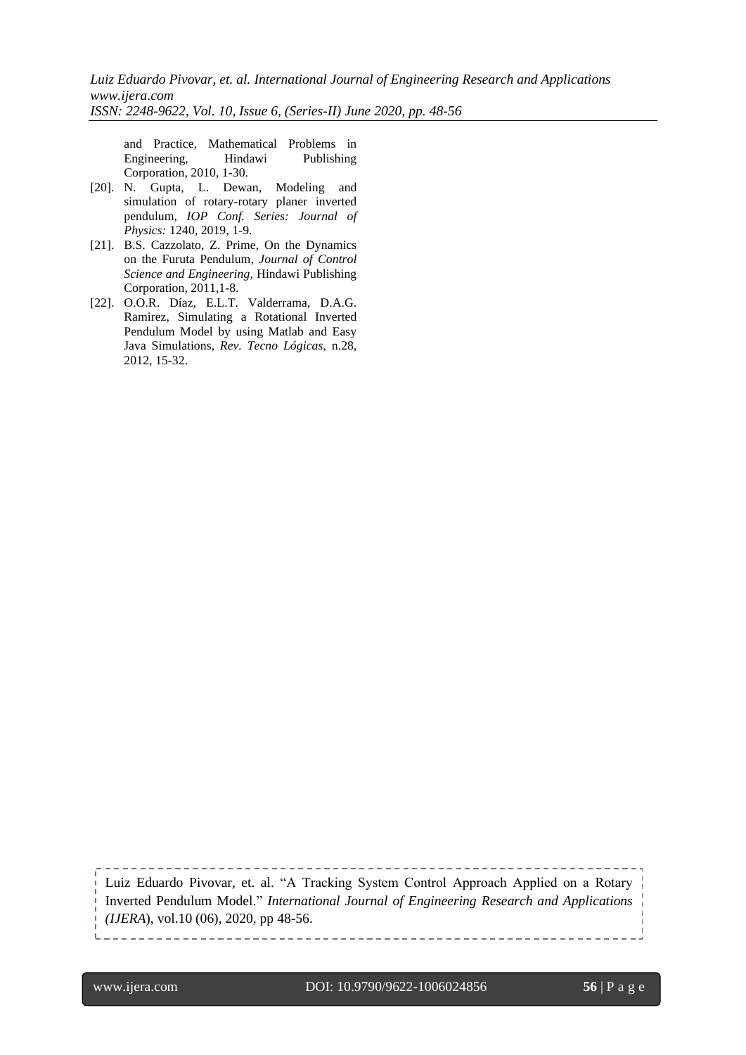and Practice, Mathematical Problems in Engineering, Hindawi Publishing Corporation, 2010, 1-30.

[20]. N. Gupta, L. Dewan, Modeling and simulation of rotary-rotary planer inverted pendulum, *IOP Conf. Series: Journal of Physics:* 1240, 2019, 1-9.

[21]. B.S. Cazzolato, Z. Prime, On the Dynamics on the Furuta Pendulum, *Journal of Control Science and Engineering,* Hindawi Publishing Corporation, 2011,1-8.

[22]. O.O.R. Díaz, E.L.T. Valderrama, D.A.G. Ramirez, Simulating a Rotational Inverted Pendulum Model by using Matlab and Easy Java Simulations, *Rev. Tecno Lógicas*, n.28, 2012, 15-32.

Luiz Eduardo Pivovar, et. al. "A Tracking System Control Approach Applied on a Rotary Inverted Pendulum Model." *International Journal of Engineering Research and Applications (IJERA*), vol.10 (06), 2020, pp 48-56.